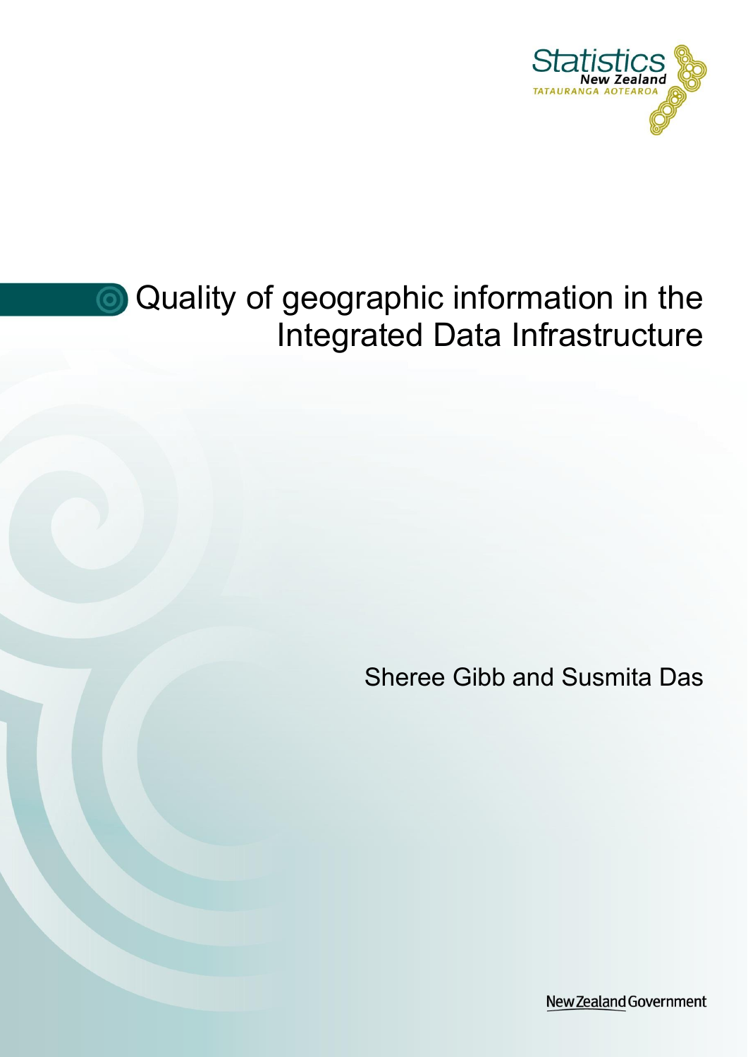Statistics New Zealand
TATAURANGA AOTEAROA

# Quality of geographic information in the Integrated Data Infrastructure

Sheree Gibb and Susmita Das

New Zealand Government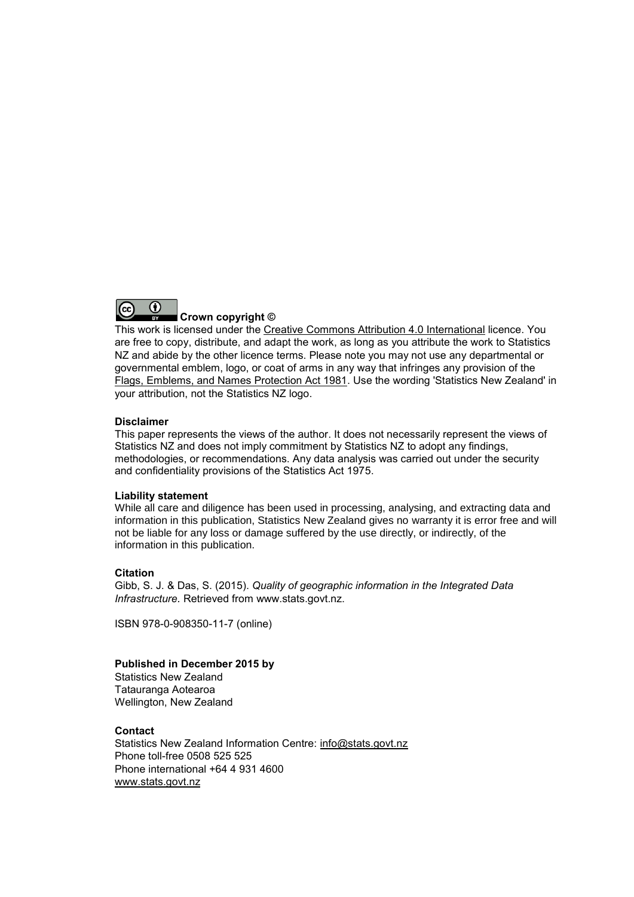**Crown copyright ©**

This work is licensed under the Creative Commons Attribution 4.0 International licence. You are free to copy, distribute, and adapt the work, as long as you attribute the work to Statistics NZ and abide by the other licence terms. Please note you may not use any departmental or governmental emblem, logo, or coat of arms in any way that infringes any provision of the Flags, Emblems, and Names Protection Act 1981. Use the wording 'Statistics New Zealand' in your attribution, not the Statistics NZ logo.

**Disclaimer**

This paper represents the views of the author. It does not necessarily represent the views of Statistics NZ and does not imply commitment by Statistics NZ to adopt any findings, methodologies, or recommendations. Any data analysis was carried out under the security and confidentiality provisions of the Statistics Act 1975.

**Liability statement**

While all care and diligence has been used in processing, analysing, and extracting data and information in this publication, Statistics New Zealand gives no warranty it is error free and will not be liable for any loss or damage suffered by the use directly, or indirectly, of the information in this publication.

**Citation**

Gibb, S. J. & Das, S. (2015). *Quality of geographic information in the Integrated Data Infrastructure*. Retrieved from www.stats.govt.nz.

ISBN 978-0-908350-11-7 (online)

**Published in December 2015 by**

Statistics New Zealand
Tatauranga Aotearoa
Wellington, New Zealand

**Contact**

Statistics New Zealand Information Centre: info@stats.govt.nz
Phone toll-free 0508 525 525
Phone international +64 4 931 4600
www.stats.govt.nz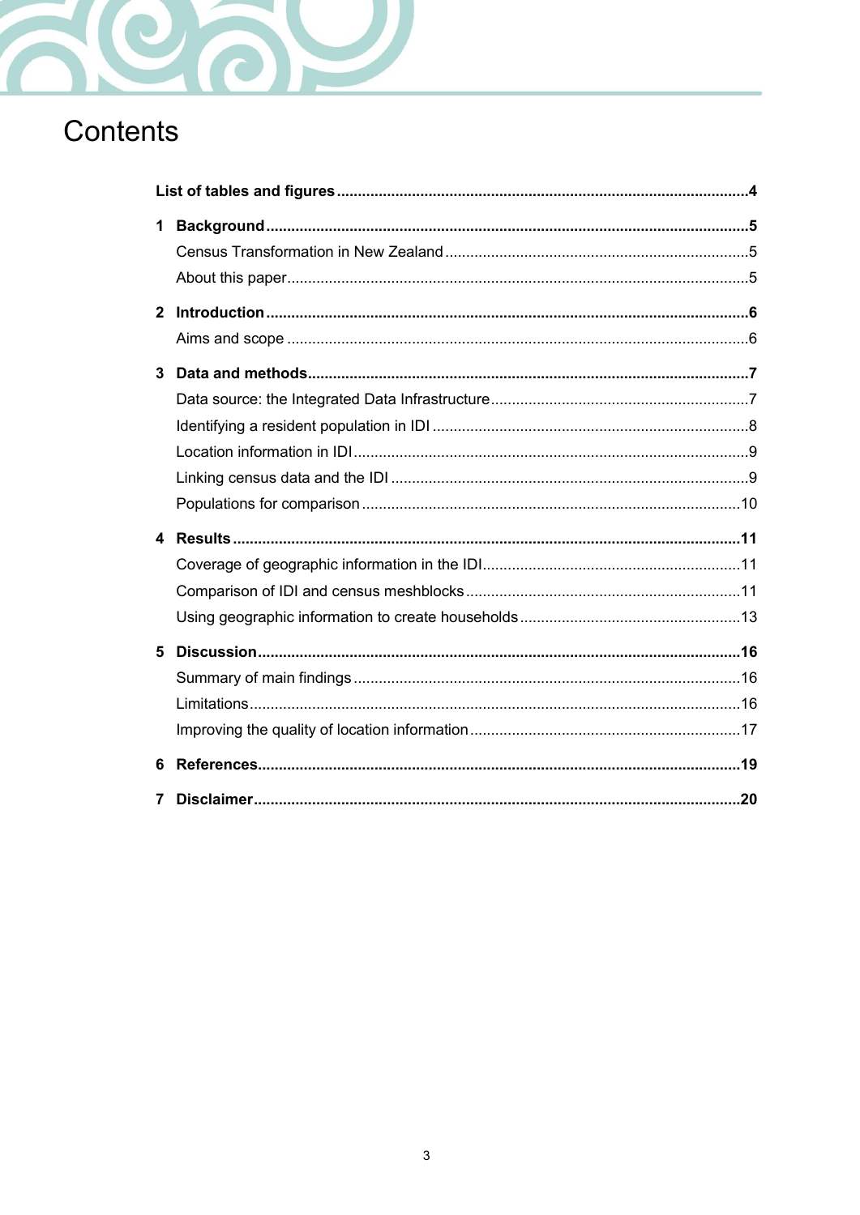# Contents

**List of tables and figures** .......... **4**

**1 Background** .......... **5**

- Census Transformation in New Zealand .......... 5
- About this paper .......... 5

**2 Introduction** .......... **6**

- Aims and scope .......... 6

**3 Data and methods** .......... **7**

- Data source: the Integrated Data Infrastructure .......... 7
- Identifying a resident population in IDI .......... 8
- Location information in IDI .......... 9
- Linking census data and the IDI .......... 9
- Populations for comparison .......... 10

**4 Results** .......... **11**

- Coverage of geographic information in the IDI .......... 11
- Comparison of IDI and census meshblocks .......... 11
- Using geographic information to create households .......... 13

**5 Discussion** .......... **16**

- Summary of main findings .......... 16
- Limitations .......... 16
- Improving the quality of location information .......... 17

**6 References** .......... **19**

**7 Disclaimer** .......... **20**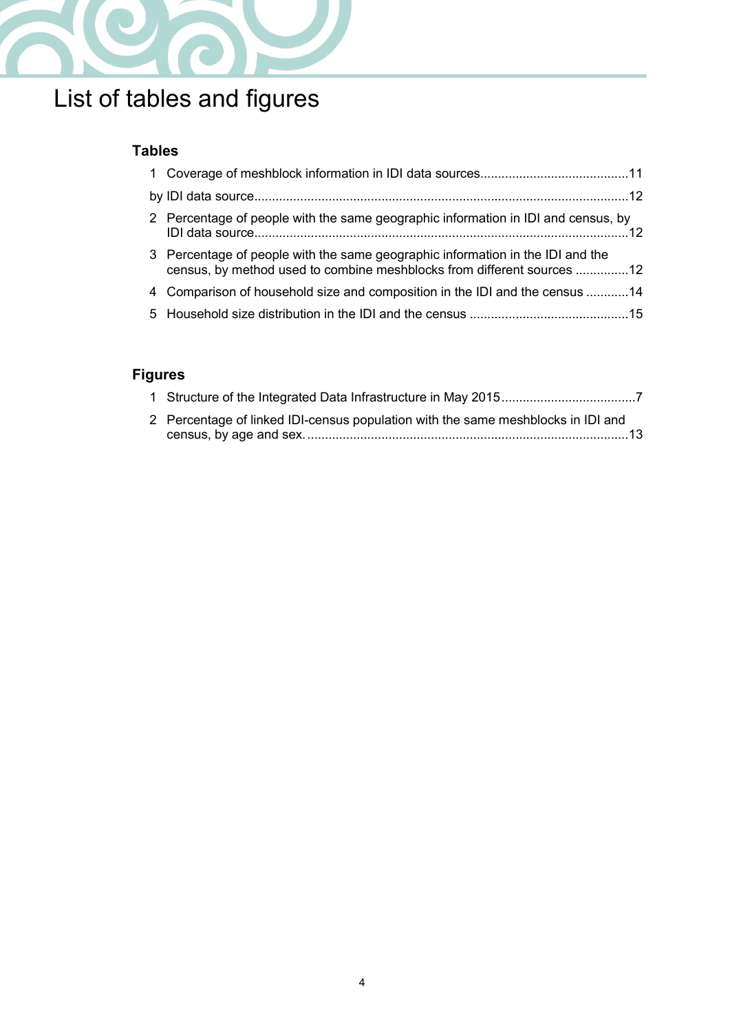# List of tables and figures

### Tables

1 Coverage of meshblock information in IDI data sources..........................................11

by IDI data source.........................................................................................................12

2 Percentage of people with the same geographic information in IDI and census, by IDI data source.........................................................................................................12

3 Percentage of people with the same geographic information in the IDI and the census, by method used to combine meshblocks from different sources ...............12

4 Comparison of household size and composition in the IDI and the census ............14

5 Household size distribution in the IDI and the census ............................................15

### Figures

1 Structure of the Integrated Data Infrastructure in May 2015......................................7

2 Percentage of linked IDI-census population with the same meshblocks in IDI and census, by age and sex..........................................................................................13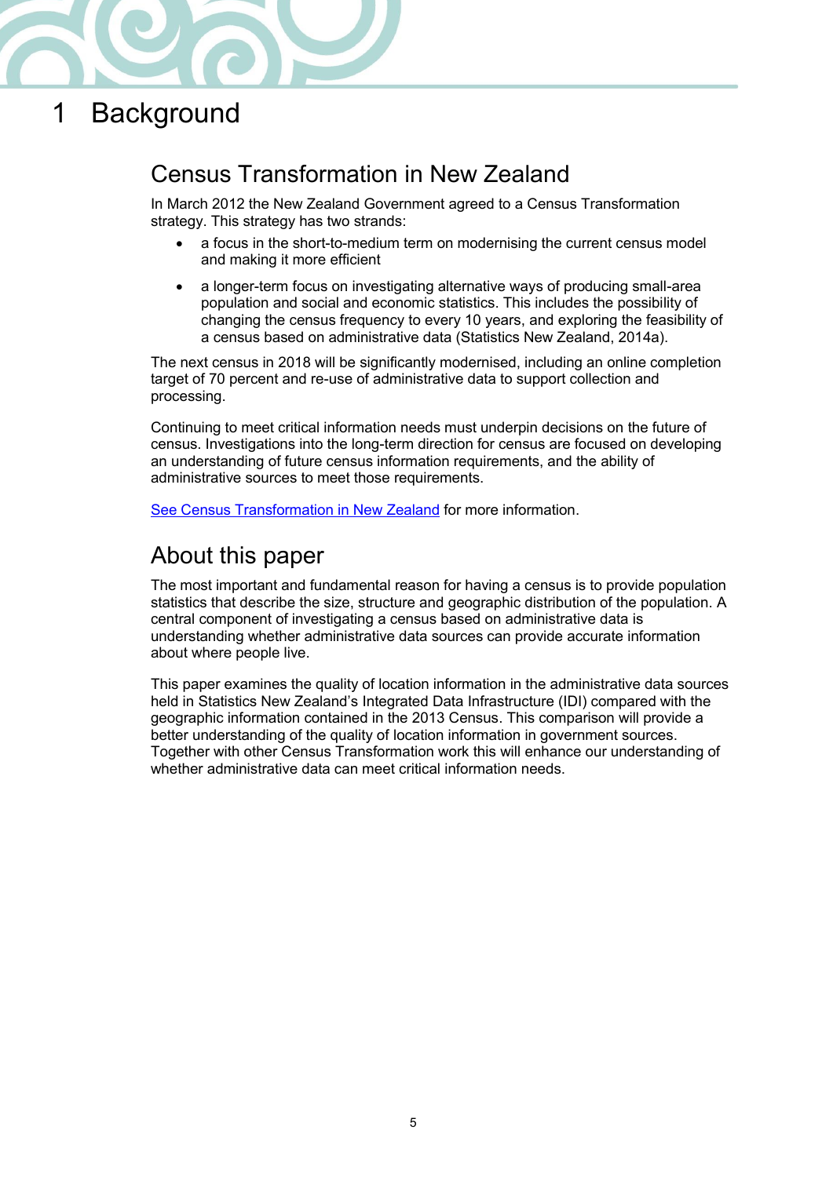# 1 Background

## Census Transformation in New Zealand

In March 2012 the New Zealand Government agreed to a Census Transformation strategy. This strategy has two strands:

- a focus in the short-to-medium term on modernising the current census model and making it more efficient
- a longer-term focus on investigating alternative ways of producing small-area population and social and economic statistics. This includes the possibility of changing the census frequency to every 10 years, and exploring the feasibility of a census based on administrative data (Statistics New Zealand, 2014a).

The next census in 2018 will be significantly modernised, including an online completion target of 70 percent and re-use of administrative data to support collection and processing.

Continuing to meet critical information needs must underpin decisions on the future of census. Investigations into the long-term direction for census are focused on developing an understanding of future census information requirements, and the ability of administrative sources to meet those requirements.

See Census Transformation in New Zealand for more information.

## About this paper

The most important and fundamental reason for having a census is to provide population statistics that describe the size, structure and geographic distribution of the population. A central component of investigating a census based on administrative data is understanding whether administrative data sources can provide accurate information about where people live.

This paper examines the quality of location information in the administrative data sources held in Statistics New Zealand's Integrated Data Infrastructure (IDI) compared with the geographic information contained in the 2013 Census. This comparison will provide a better understanding of the quality of location information in government sources. Together with other Census Transformation work this will enhance our understanding of whether administrative data can meet critical information needs.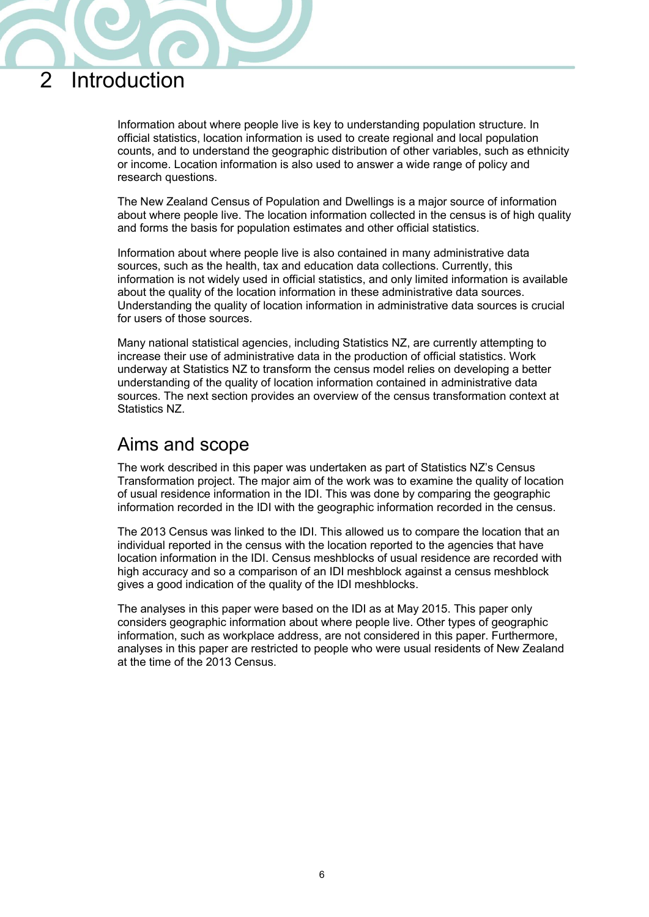# 2 Introduction

Information about where people live is key to understanding population structure. In official statistics, location information is used to create regional and local population counts, and to understand the geographic distribution of other variables, such as ethnicity or income. Location information is also used to answer a wide range of policy and research questions.

The New Zealand Census of Population and Dwellings is a major source of information about where people live. The location information collected in the census is of high quality and forms the basis for population estimates and other official statistics.

Information about where people live is also contained in many administrative data sources, such as the health, tax and education data collections. Currently, this information is not widely used in official statistics, and only limited information is available about the quality of the location information in these administrative data sources. Understanding the quality of location information in administrative data sources is crucial for users of those sources.

Many national statistical agencies, including Statistics NZ, are currently attempting to increase their use of administrative data in the production of official statistics. Work underway at Statistics NZ to transform the census model relies on developing a better understanding of the quality of location information contained in administrative data sources. The next section provides an overview of the census transformation context at Statistics NZ.

## Aims and scope

The work described in this paper was undertaken as part of Statistics NZ's Census Transformation project. The major aim of the work was to examine the quality of location of usual residence information in the IDI. This was done by comparing the geographic information recorded in the IDI with the geographic information recorded in the census.

The 2013 Census was linked to the IDI. This allowed us to compare the location that an individual reported in the census with the location reported to the agencies that have location information in the IDI. Census meshblocks of usual residence are recorded with high accuracy and so a comparison of an IDI meshblock against a census meshblock gives a good indication of the quality of the IDI meshblocks.

The analyses in this paper were based on the IDI as at May 2015. This paper only considers geographic information about where people live. Other types of geographic information, such as workplace address, are not considered in this paper. Furthermore, analyses in this paper are restricted to people who were usual residents of New Zealand at the time of the 2013 Census.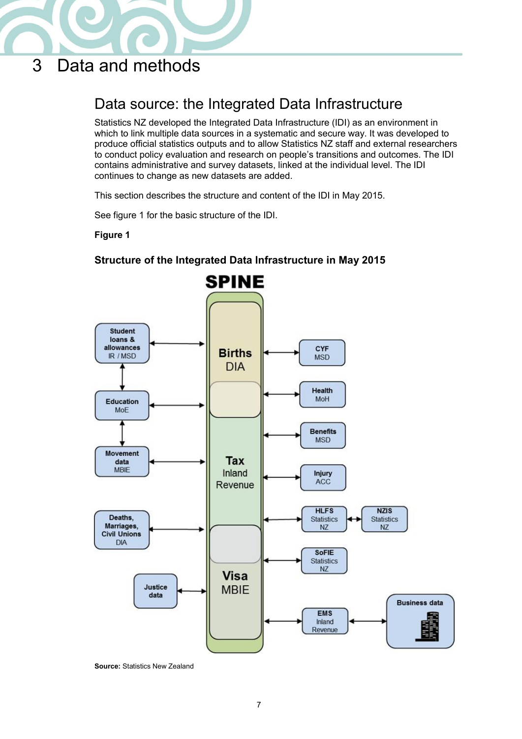# 3 Data and methods

## Data source: the Integrated Data Infrastructure

Statistics NZ developed the Integrated Data Infrastructure (IDI) as an environment in which to link multiple data sources in a systematic and secure way. It was developed to produce official statistics outputs and to allow Statistics NZ staff and external researchers to conduct policy evaluation and research on people's transitions and outcomes. The IDI contains administrative and survey datasets, linked at the individual level. The IDI continues to change as new datasets are added.

This section describes the structure and content of the IDI in May 2015.

See figure 1 for the basic structure of the IDI.

**Figure 1**

**Structure of the Integrated Data Infrastructure in May 2015**

SPINE

Births DIA

Tax Inland Revenue

Visa MBIE

Student loans & allowances IR / MSD

Education MoE

Movement data MBIE

Deaths, Marriages, Civil Unions DIA

Justice data

CYF MSD

Health MoH

Benefits MSD

Injury ACC

HLFS Statistics NZ

NZIS Statistics NZ

SoFIE Statistics NZ

EMS Inland Revenue

Business data

**Source:** Statistics New Zealand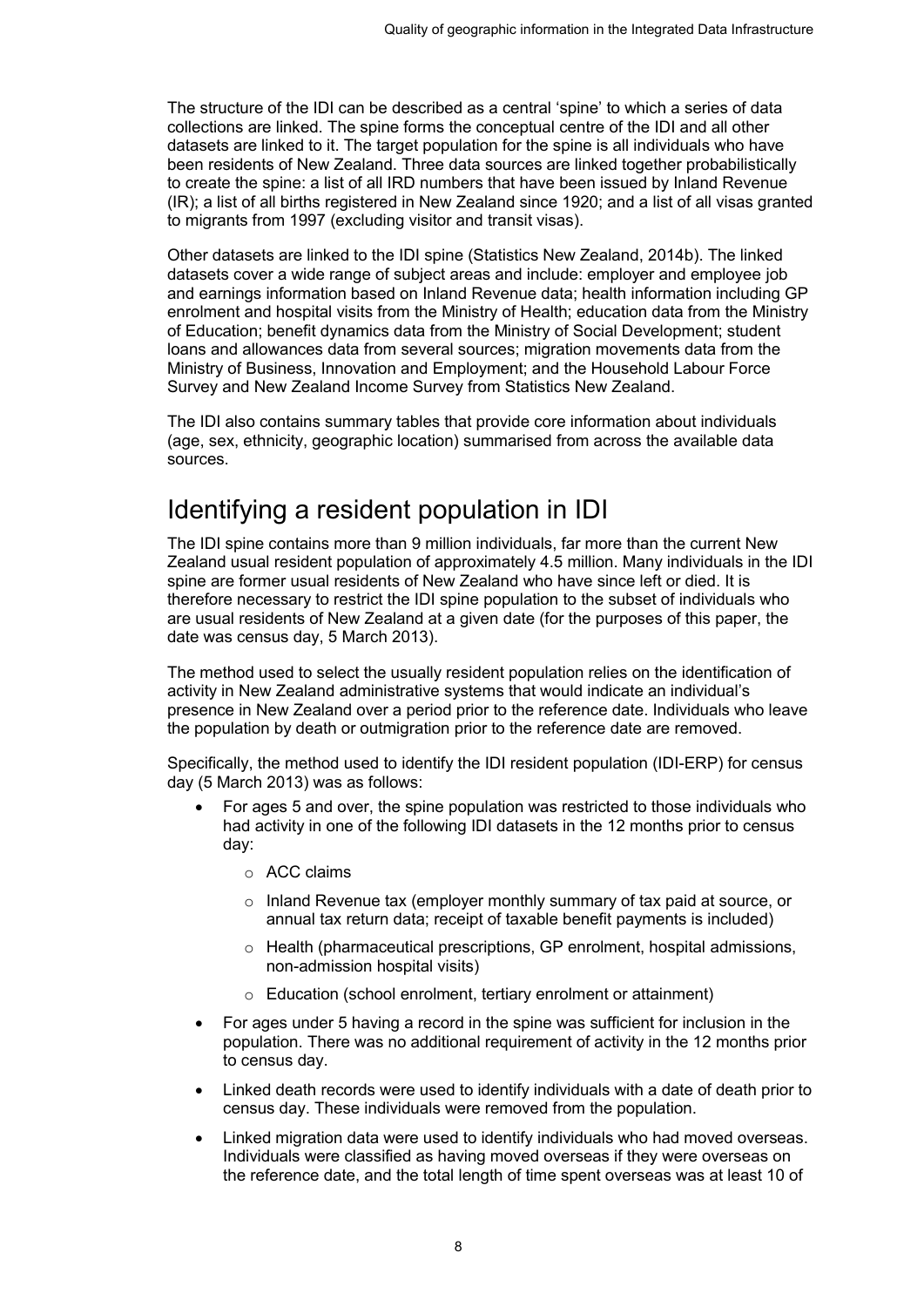The structure of the IDI can be described as a central 'spine' to which a series of data collections are linked. The spine forms the conceptual centre of the IDI and all other datasets are linked to it. The target population for the spine is all individuals who have been residents of New Zealand. Three data sources are linked together probabilistically to create the spine: a list of all IRD numbers that have been issued by Inland Revenue (IR); a list of all births registered in New Zealand since 1920; and a list of all visas granted to migrants from 1997 (excluding visitor and transit visas).

Other datasets are linked to the IDI spine (Statistics New Zealand, 2014b). The linked datasets cover a wide range of subject areas and include: employer and employee job and earnings information based on Inland Revenue data; health information including GP enrolment and hospital visits from the Ministry of Health; education data from the Ministry of Education; benefit dynamics data from the Ministry of Social Development; student loans and allowances data from several sources; migration movements data from the Ministry of Business, Innovation and Employment; and the Household Labour Force Survey and New Zealand Income Survey from Statistics New Zealand.

The IDI also contains summary tables that provide core information about individuals (age, sex, ethnicity, geographic location) summarised from across the available data sources.

# Identifying a resident population in IDI

The IDI spine contains more than 9 million individuals, far more than the current New Zealand usual resident population of approximately 4.5 million. Many individuals in the IDI spine are former usual residents of New Zealand who have since left or died. It is therefore necessary to restrict the IDI spine population to the subset of individuals who are usual residents of New Zealand at a given date (for the purposes of this paper, the date was census day, 5 March 2013).

The method used to select the usually resident population relies on the identification of activity in New Zealand administrative systems that would indicate an individual's presence in New Zealand over a period prior to the reference date. Individuals who leave the population by death or outmigration prior to the reference date are removed.

Specifically, the method used to identify the IDI resident population (IDI-ERP) for census day (5 March 2013) was as follows:

- For ages 5 and over, the spine population was restricted to those individuals who had activity in one of the following IDI datasets in the 12 months prior to census day:
  - ACC claims
  - Inland Revenue tax (employer monthly summary of tax paid at source, or annual tax return data; receipt of taxable benefit payments is included)
  - Health (pharmaceutical prescriptions, GP enrolment, hospital admissions, non-admission hospital visits)
  - Education (school enrolment, tertiary enrolment or attainment)
- For ages under 5 having a record in the spine was sufficient for inclusion in the population. There was no additional requirement of activity in the 12 months prior to census day.
- Linked death records were used to identify individuals with a date of death prior to census day. These individuals were removed from the population.
- Linked migration data were used to identify individuals who had moved overseas. Individuals were classified as having moved overseas if they were overseas on the reference date, and the total length of time spent overseas was at least 10 of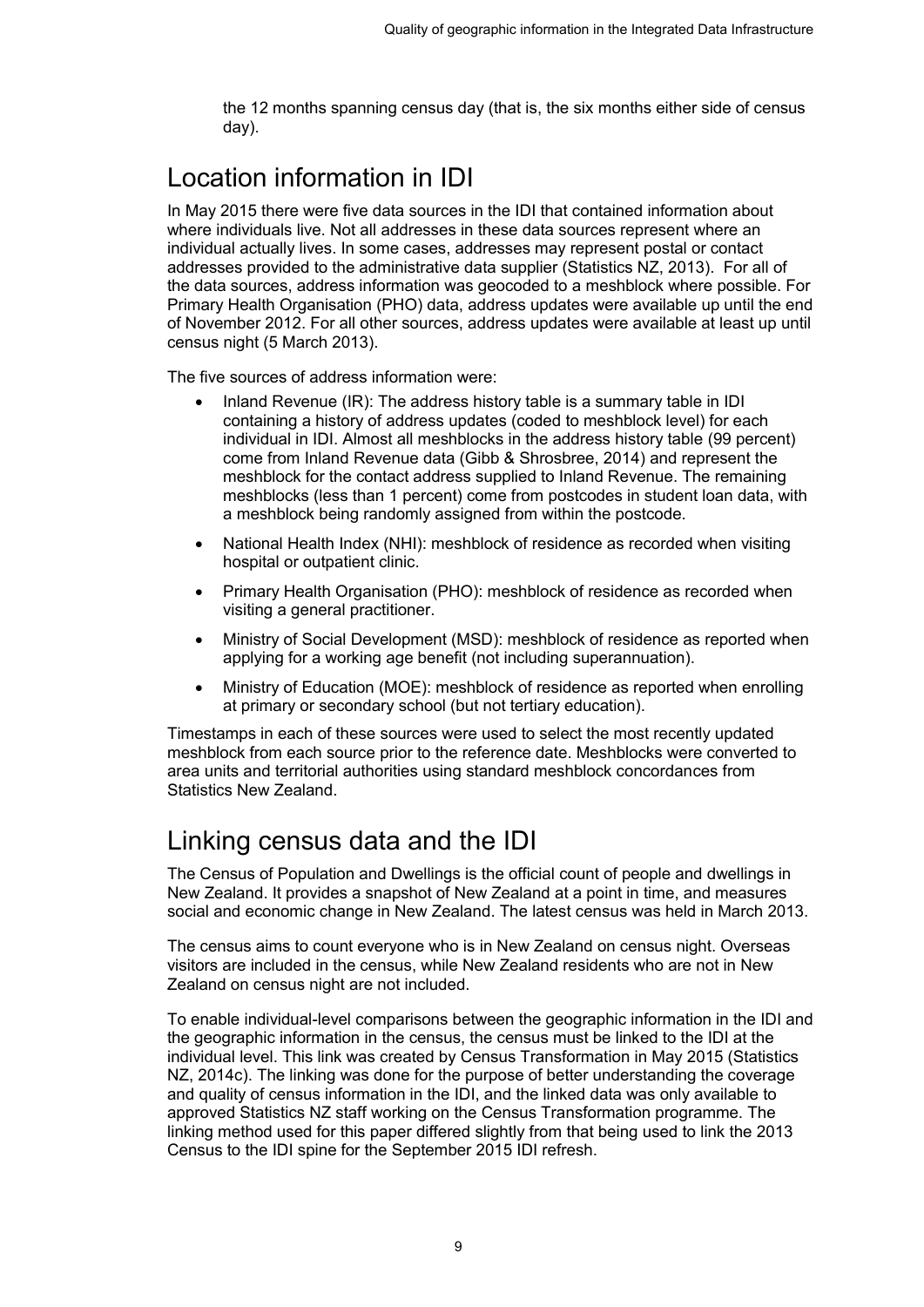the 12 months spanning census day (that is, the six months either side of census day).

# Location information in IDI

In May 2015 there were five data sources in the IDI that contained information about where individuals live. Not all addresses in these data sources represent where an individual actually lives. In some cases, addresses may represent postal or contact addresses provided to the administrative data supplier (Statistics NZ, 2013). For all of the data sources, address information was geocoded to a meshblock where possible. For Primary Health Organisation (PHO) data, address updates were available up until the end of November 2012. For all other sources, address updates were available at least up until census night (5 March 2013).

The five sources of address information were:

- Inland Revenue (IR): The address history table is a summary table in IDI containing a history of address updates (coded to meshblock level) for each individual in IDI. Almost all meshblocks in the address history table (99 percent) come from Inland Revenue data (Gibb & Shrosbree, 2014) and represent the meshblock for the contact address supplied to Inland Revenue. The remaining meshblocks (less than 1 percent) come from postcodes in student loan data, with a meshblock being randomly assigned from within the postcode.
- National Health Index (NHI): meshblock of residence as recorded when visiting hospital or outpatient clinic.
- Primary Health Organisation (PHO): meshblock of residence as recorded when visiting a general practitioner.
- Ministry of Social Development (MSD): meshblock of residence as reported when applying for a working age benefit (not including superannuation).
- Ministry of Education (MOE): meshblock of residence as reported when enrolling at primary or secondary school (but not tertiary education).

Timestamps in each of these sources were used to select the most recently updated meshblock from each source prior to the reference date. Meshblocks were converted to area units and territorial authorities using standard meshblock concordances from Statistics New Zealand.

# Linking census data and the IDI

The Census of Population and Dwellings is the official count of people and dwellings in New Zealand. It provides a snapshot of New Zealand at a point in time, and measures social and economic change in New Zealand. The latest census was held in March 2013.

The census aims to count everyone who is in New Zealand on census night. Overseas visitors are included in the census, while New Zealand residents who are not in New Zealand on census night are not included.

To enable individual-level comparisons between the geographic information in the IDI and the geographic information in the census, the census must be linked to the IDI at the individual level. This link was created by Census Transformation in May 2015 (Statistics NZ, 2014c). The linking was done for the purpose of better understanding the coverage and quality of census information in the IDI, and the linked data was only available to approved Statistics NZ staff working on the Census Transformation programme. The linking method used for this paper differed slightly from that being used to link the 2013 Census to the IDI spine for the September 2015 IDI refresh.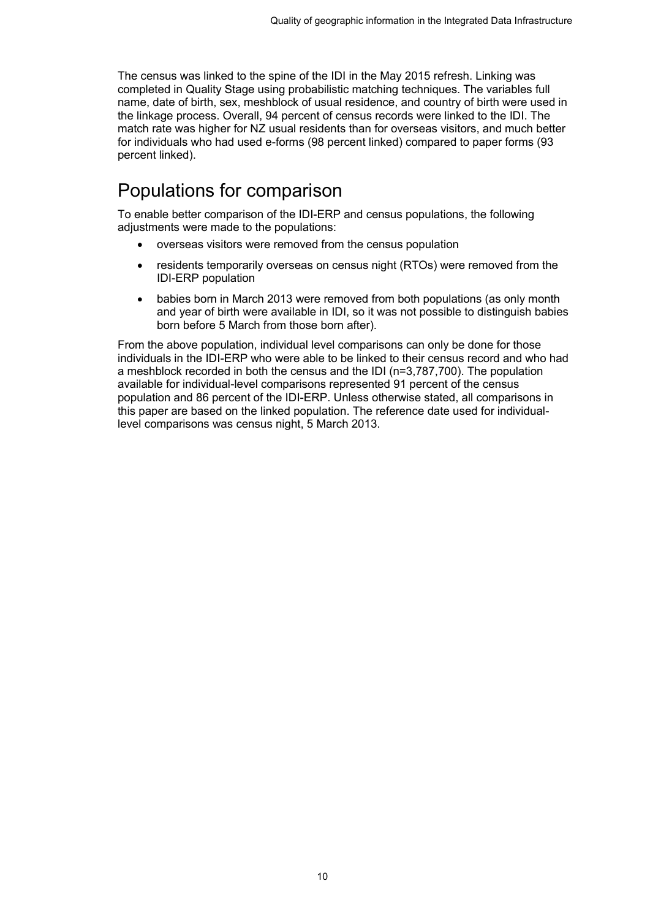The census was linked to the spine of the IDI in the May 2015 refresh. Linking was completed in Quality Stage using probabilistic matching techniques. The variables full name, date of birth, sex, meshblock of usual residence, and country of birth were used in the linkage process. Overall, 94 percent of census records were linked to the IDI. The match rate was higher for NZ usual residents than for overseas visitors, and much better for individuals who had used e-forms (98 percent linked) compared to paper forms (93 percent linked).

## Populations for comparison

To enable better comparison of the IDI-ERP and census populations, the following adjustments were made to the populations:

- overseas visitors were removed from the census population
- residents temporarily overseas on census night (RTOs) were removed from the IDI-ERP population
- babies born in March 2013 were removed from both populations (as only month and year of birth were available in IDI, so it was not possible to distinguish babies born before 5 March from those born after).

From the above population, individual level comparisons can only be done for those individuals in the IDI-ERP who were able to be linked to their census record and who had a meshblock recorded in both the census and the IDI (n=3,787,700). The population available for individual-level comparisons represented 91 percent of the census population and 86 percent of the IDI-ERP. Unless otherwise stated, all comparisons in this paper are based on the linked population. The reference date used for individual-level comparisons was census night, 5 March 2013.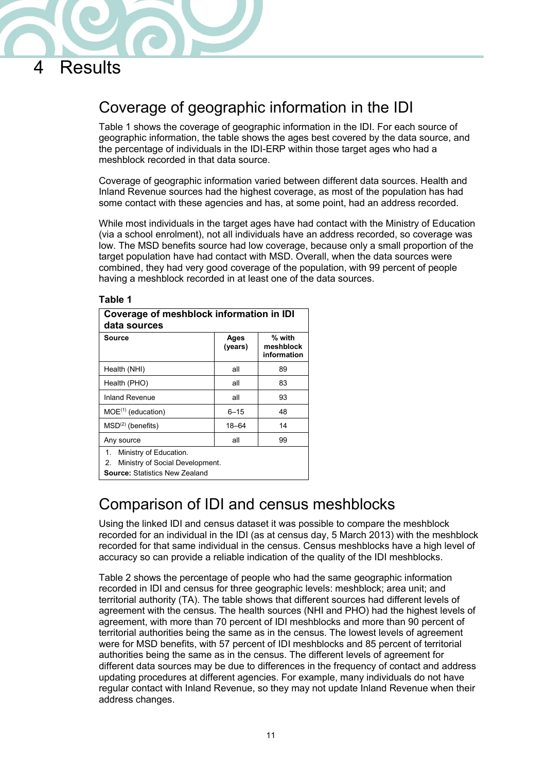# 4 Results

## Coverage of geographic information in the IDI

Table 1 shows the coverage of geographic information in the IDI. For each source of geographic information, the table shows the ages best covered by the data source, and the percentage of individuals in the IDI-ERP within those target ages who had a meshblock recorded in that data source.

Coverage of geographic information varied between different data sources. Health and Inland Revenue sources had the highest coverage, as most of the population has had some contact with these agencies and has, at some point, had an address recorded.

While most individuals in the target ages have had contact with the Ministry of Education (via a school enrolment), not all individuals have an address recorded, so coverage was low. The MSD benefits source had low coverage, because only a small proportion of the target population have had contact with MSD. Overall, when the data sources were combined, they had very good coverage of the population, with 99 percent of people having a meshblock recorded in at least one of the data sources.

**Table 1**

**Coverage of meshblock information in IDI data sources**

| Source | Ages (years) | % with meshblock information |
|---|---|---|
| Health (NHI) | all | 89 |
| Health (PHO) | all | 83 |
| Inland Revenue | all | 93 |
| MOE[1] (education) | 6–15 | 48 |
| MSD[2] (benefits) | 18–64 | 14 |
| Any source | all | 99 |

1. Ministry of Education.
2. Ministry of Social Development.

**Source:** Statistics New Zealand

## Comparison of IDI and census meshblocks

Using the linked IDI and census dataset it was possible to compare the meshblock recorded for an individual in the IDI (as at census day, 5 March 2013) with the meshblock recorded for that same individual in the census. Census meshblocks have a high level of accuracy so can provide a reliable indication of the quality of the IDI meshblocks.

Table 2 shows the percentage of people who had the same geographic information recorded in IDI and census for three geographic levels: meshblock; area unit; and territorial authority (TA). The table shows that different sources had different levels of agreement with the census. The health sources (NHI and PHO) had the highest levels of agreement, with more than 70 percent of IDI meshblocks and more than 90 percent of territorial authorities being the same as in the census. The lowest levels of agreement were for MSD benefits, with 57 percent of IDI meshblocks and 85 percent of territorial authorities being the same as in the census. The different levels of agreement for different data sources may be due to differences in the frequency of contact and address updating procedures at different agencies. For example, many individuals do not have regular contact with Inland Revenue, so they may not update Inland Revenue when their address changes.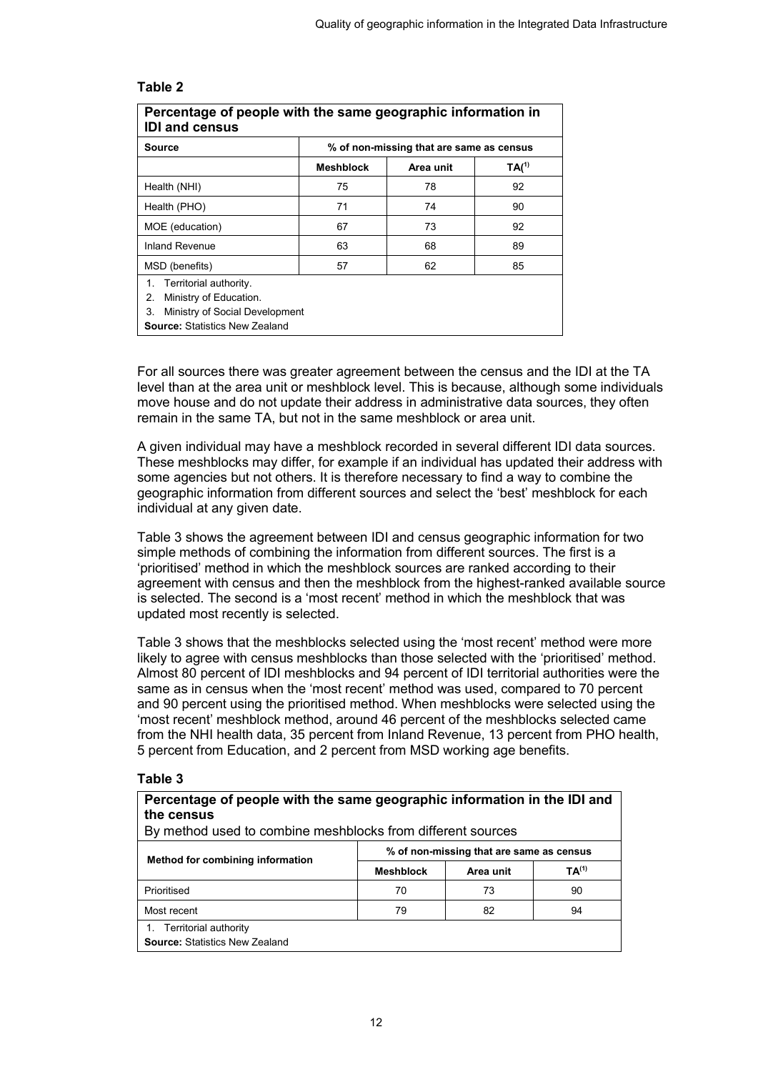**Table 2**

| **Percentage of people with the same geographic information in IDI and census** | | | |
|---|---|---|---|
| **Source** | **% of non-missing that are same as census** | | |
| | **Meshblock** | **Area unit** | **TA(1)** |
| Health (NHI) | 75 | 78 | 92 |
| Health (PHO) | 71 | 74 | 90 |
| MOE (education) | 67 | 73 | 92 |
| Inland Revenue | 63 | 68 | 89 |
| MSD (benefits) | 57 | 62 | 85 |

1. Territorial authority.
2. Ministry of Education.
3. Ministry of Social Development

**Source:** Statistics New Zealand

For all sources there was greater agreement between the census and the IDI at the TA level than at the area unit or meshblock level. This is because, although some individuals move house and do not update their address in administrative data sources, they often remain in the same TA, but not in the same meshblock or area unit.

A given individual may have a meshblock recorded in several different IDI data sources. These meshblocks may differ, for example if an individual has updated their address with some agencies but not others. It is therefore necessary to find a way to combine the geographic information from different sources and select the 'best' meshblock for each individual at any given date.

Table 3 shows the agreement between IDI and census geographic information for two simple methods of combining the information from different sources. The first is a 'prioritised' method in which the meshblock sources are ranked according to their agreement with census and then the meshblock from the highest-ranked available source is selected. The second is a 'most recent' method in which the meshblock that was updated most recently is selected.

Table 3 shows that the meshblocks selected using the 'most recent' method were more likely to agree with census meshblocks than those selected with the 'prioritised' method. Almost 80 percent of IDI meshblocks and 94 percent of IDI territorial authorities were the same as in census when the 'most recent' method was used, compared to 70 percent and 90 percent using the prioritised method. When meshblocks were selected using the 'most recent' meshblock method, around 46 percent of the meshblocks selected came from the NHI health data, 35 percent from Inland Revenue, 13 percent from PHO health, 5 percent from Education, and 2 percent from MSD working age benefits.

**Table 3**

**Percentage of people with the same geographic information in the IDI and the census**

By method used to combine meshblocks from different sources

| **Method for combining information** | **% of non-missing that are same as census** | | |
|---|---|---|---|
| | **Meshblock** | **Area unit** | **TA(1)** |
| Prioritised | 70 | 73 | 90 |
| Most recent | 79 | 82 | 94 |

1. Territorial authority

**Source:** Statistics New Zealand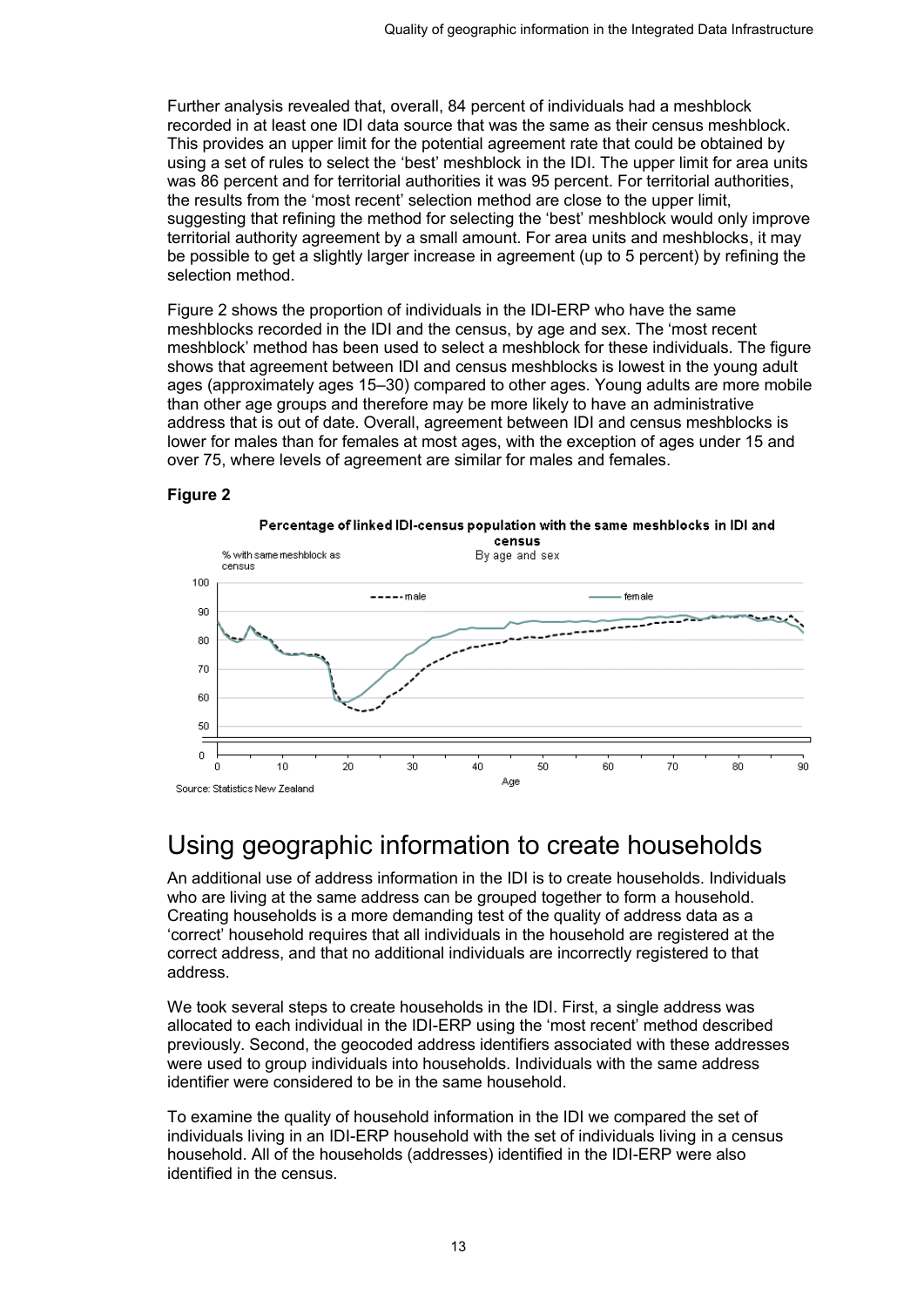Further analysis revealed that, overall, 84 percent of individuals had a meshblock recorded in at least one IDI data source that was the same as their census meshblock. This provides an upper limit for the potential agreement rate that could be obtained by using a set of rules to select the 'best' meshblock in the IDI. The upper limit for area units was 86 percent and for territorial authorities it was 95 percent. For territorial authorities, the results from the 'most recent' selection method are close to the upper limit, suggesting that refining the method for selecting the 'best' meshblock would only improve territorial authority agreement by a small amount. For area units and meshblocks, it may be possible to get a slightly larger increase in agreement (up to 5 percent) by refining the selection method.

Figure 2 shows the proportion of individuals in the IDI-ERP who have the same meshblocks recorded in the IDI and the census, by age and sex. The 'most recent meshblock' method has been used to select a meshblock for these individuals. The figure shows that agreement between IDI and census meshblocks is lowest in the young adult ages (approximately ages 15–30) compared to other ages. Young adults are more mobile than other age groups and therefore may be more likely to have an administrative address that is out of date. Overall, agreement between IDI and census meshblocks is lower for males than for females at most ages, with the exception of ages under 15 and over 75, where levels of agreement are similar for males and females.

**Figure 2**

**Percentage of linked IDI-census population with the same meshblocks in IDI and census**

By age and sex

Source: Statistics New Zealand

## Using geographic information to create households

An additional use of address information in the IDI is to create households. Individuals who are living at the same address can be grouped together to form a household. Creating households is a more demanding test of the quality of address data as a 'correct' household requires that all individuals in the household are registered at the correct address, and that no additional individuals are incorrectly registered to that address.

We took several steps to create households in the IDI. First, a single address was allocated to each individual in the IDI-ERP using the 'most recent' method described previously. Second, the geocoded address identifiers associated with these addresses were used to group individuals into households. Individuals with the same address identifier were considered to be in the same household.

To examine the quality of household information in the IDI we compared the set of individuals living in an IDI-ERP household with the set of individuals living in a census household. All of the households (addresses) identified in the IDI-ERP were also identified in the census.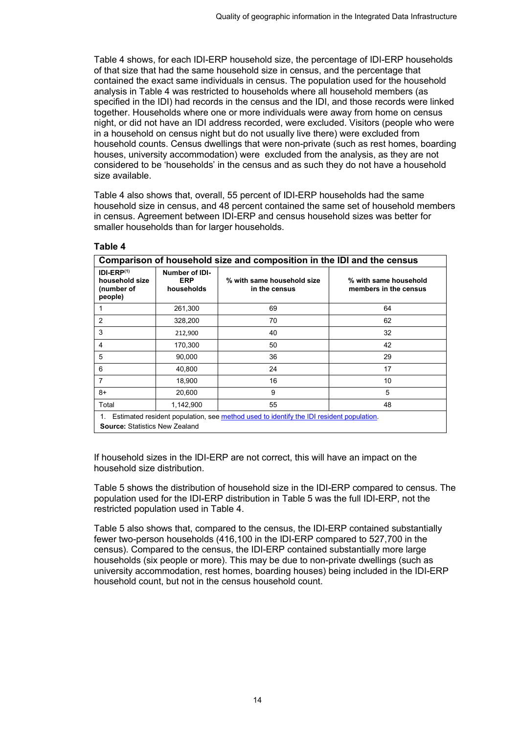Table 4 shows, for each IDI-ERP household size, the percentage of IDI-ERP households of that size that had the same household size in census, and the percentage that contained the exact same individuals in census. The population used for the household analysis in Table 4 was restricted to households where all household members (as specified in the IDI) had records in the census and the IDI, and those records were linked together. Households where one or more individuals were away from home on census night, or did not have an IDI address recorded, were excluded. Visitors (people who were in a household on census night but do not usually live there) were excluded from household counts. Census dwellings that were non-private (such as rest homes, boarding houses, university accommodation) were  excluded from the analysis, as they are not considered to be 'households' in the census and as such they do not have a household size available.

Table 4 also shows that, overall, 55 percent of IDI-ERP households had the same household size in census, and 48 percent contained the same set of household members in census. Agreement between IDI-ERP and census household sizes was better for smaller households than for larger households.

**Table 4**

**Comparison of household size and composition in the IDI and the census**

| IDI-ERP[1] household size (number of people) | Number of IDI-ERP households | % with same household size in the census | % with same household members in the census |
|---|---|---|---|
| 1 | 261,300 | 69 | 64 |
| 2 | 328,200 | 70 | 62 |
| 3 | 212,900 | 40 | 32 |
| 4 | 170,300 | 50 | 42 |
| 5 | 90,000 | 36 | 29 |
| 6 | 40,800 | 24 | 17 |
| 7 | 18,900 | 16 | 10 |
| 8+ | 20,600 | 9 | 5 |
| Total | 1,142,900 | 55 | 48 |

1. Estimated resident population, see method used to identify the IDI resident population.

**Source:** Statistics New Zealand

If household sizes in the IDI-ERP are not correct, this will have an impact on the household size distribution.

Table 5 shows the distribution of household size in the IDI-ERP compared to census. The population used for the IDI-ERP distribution in Table 5 was the full IDI-ERP, not the restricted population used in Table 4.

Table 5 also shows that, compared to the census, the IDI-ERP contained substantially fewer two-person households (416,100 in the IDI-ERP compared to 527,700 in the census). Compared to the census, the IDI-ERP contained substantially more large households (six people or more). This may be due to non-private dwellings (such as university accommodation, rest homes, boarding houses) being included in the IDI-ERP household count, but not in the census household count.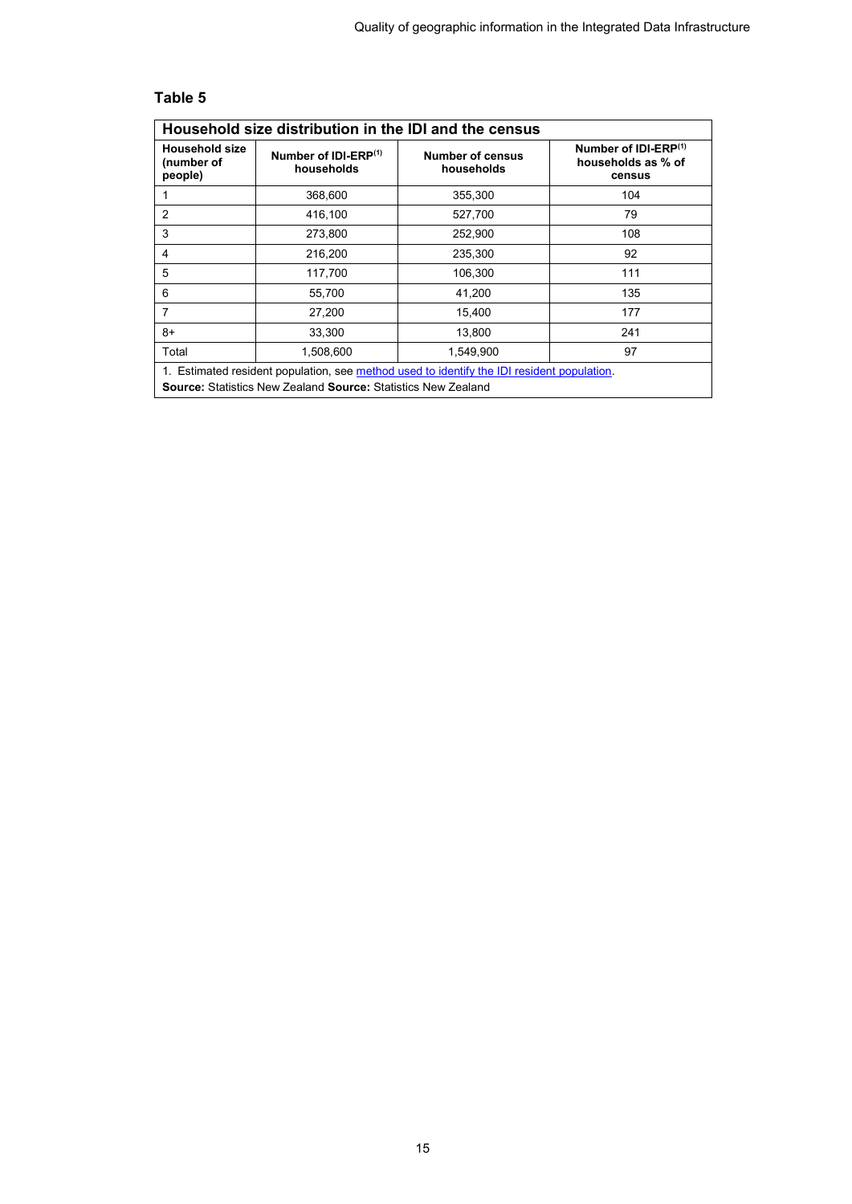**Table 5**

| Household size distribution in the IDI and the census | | | |
|---|---|---|---|
| **Household size (number of people)** | **Number of IDI-ERP[1] households** | **Number of census households** | **Number of IDI-ERP[1] households as % of census** |
| 1 | 368,600 | 355,300 | 104 |
| 2 | 416,100 | 527,700 | 79 |
| 3 | 273,800 | 252,900 | 108 |
| 4 | 216,200 | 235,300 | 92 |
| 5 | 117,700 | 106,300 | 111 |
| 6 | 55,700 | 41,200 | 135 |
| 7 | 27,200 | 15,400 | 177 |
| 8+ | 33,300 | 13,800 | 241 |
| Total | 1,508,600 | 1,549,900 | 97 |

1. Estimated resident population, see method used to identify the IDI resident population.

**Source:** Statistics New Zealand **Source:** Statistics New Zealand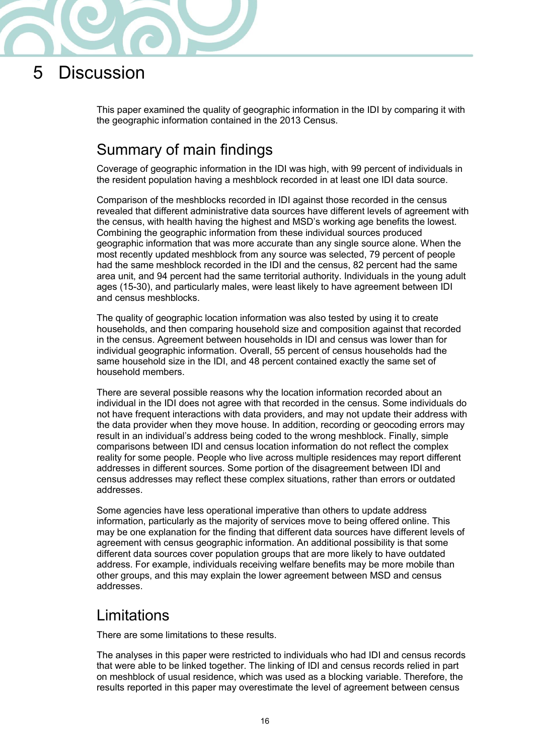# 5 Discussion

This paper examined the quality of geographic information in the IDI by comparing it with the geographic information contained in the 2013 Census.

## Summary of main findings

Coverage of geographic information in the IDI was high, with 99 percent of individuals in the resident population having a meshblock recorded in at least one IDI data source.

Comparison of the meshblocks recorded in IDI against those recorded in the census revealed that different administrative data sources have different levels of agreement with the census, with health having the highest and MSD's working age benefits the lowest. Combining the geographic information from these individual sources produced geographic information that was more accurate than any single source alone. When the most recently updated meshblock from any source was selected, 79 percent of people had the same meshblock recorded in the IDI and the census, 82 percent had the same area unit, and 94 percent had the same territorial authority. Individuals in the young adult ages (15-30), and particularly males, were least likely to have agreement between IDI and census meshblocks.

The quality of geographic location information was also tested by using it to create households, and then comparing household size and composition against that recorded in the census. Agreement between households in IDI and census was lower than for individual geographic information. Overall, 55 percent of census households had the same household size in the IDI, and 48 percent contained exactly the same set of household members.

There are several possible reasons why the location information recorded about an individual in the IDI does not agree with that recorded in the census. Some individuals do not have frequent interactions with data providers, and may not update their address with the data provider when they move house. In addition, recording or geocoding errors may result in an individual's address being coded to the wrong meshblock. Finally, simple comparisons between IDI and census location information do not reflect the complex reality for some people. People who live across multiple residences may report different addresses in different sources. Some portion of the disagreement between IDI and census addresses may reflect these complex situations, rather than errors or outdated addresses.

Some agencies have less operational imperative than others to update address information, particularly as the majority of services move to being offered online. This may be one explanation for the finding that different data sources have different levels of agreement with census geographic information. An additional possibility is that some different data sources cover population groups that are more likely to have outdated address. For example, individuals receiving welfare benefits may be more mobile than other groups, and this may explain the lower agreement between MSD and census addresses.

## Limitations

There are some limitations to these results.

The analyses in this paper were restricted to individuals who had IDI and census records that were able to be linked together. The linking of IDI and census records relied in part on meshblock of usual residence, which was used as a blocking variable. Therefore, the results reported in this paper may overestimate the level of agreement between census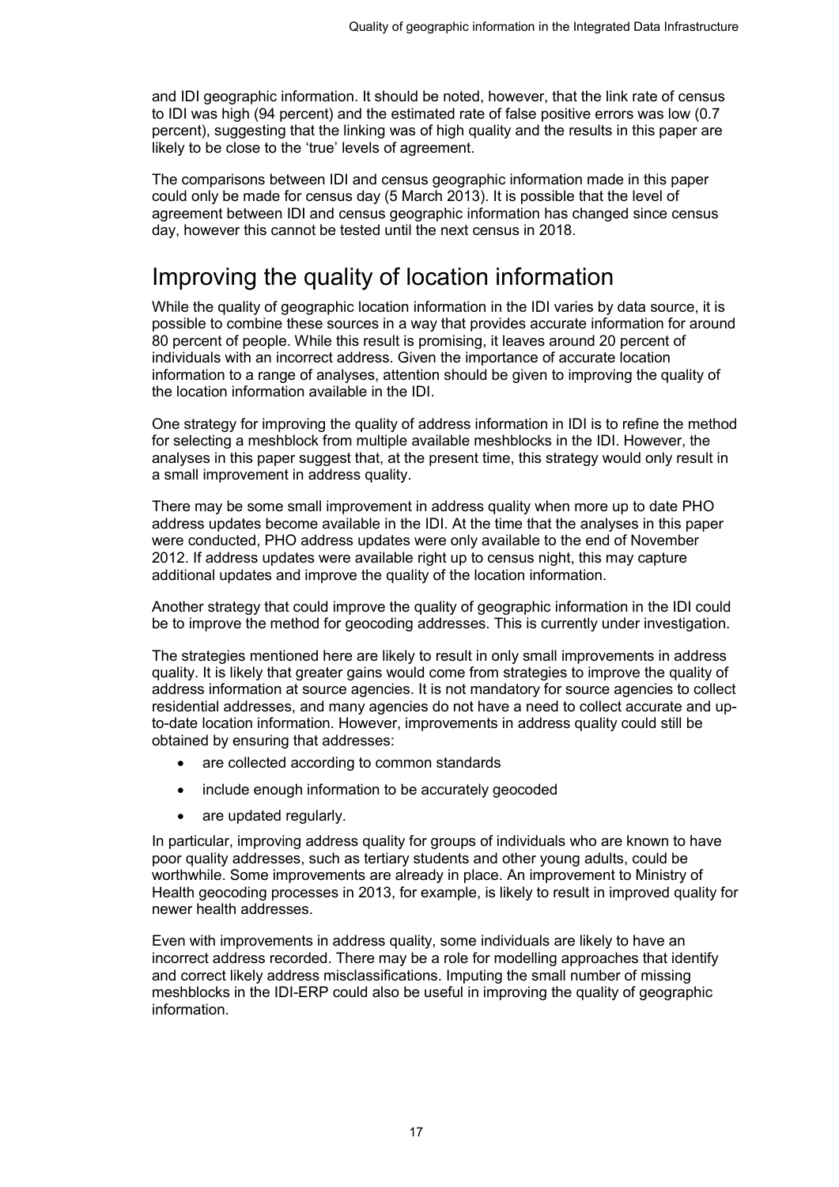and IDI geographic information. It should be noted, however, that the link rate of census to IDI was high (94 percent) and the estimated rate of false positive errors was low (0.7 percent), suggesting that the linking was of high quality and the results in this paper are likely to be close to the 'true' levels of agreement.

The comparisons between IDI and census geographic information made in this paper could only be made for census day (5 March 2013). It is possible that the level of agreement between IDI and census geographic information has changed since census day, however this cannot be tested until the next census in 2018.

# Improving the quality of location information

While the quality of geographic location information in the IDI varies by data source, it is possible to combine these sources in a way that provides accurate information for around 80 percent of people. While this result is promising, it leaves around 20 percent of individuals with an incorrect address. Given the importance of accurate location information to a range of analyses, attention should be given to improving the quality of the location information available in the IDI.

One strategy for improving the quality of address information in IDI is to refine the method for selecting a meshblock from multiple available meshblocks in the IDI. However, the analyses in this paper suggest that, at the present time, this strategy would only result in a small improvement in address quality.

There may be some small improvement in address quality when more up to date PHO address updates become available in the IDI. At the time that the analyses in this paper were conducted, PHO address updates were only available to the end of November 2012. If address updates were available right up to census night, this may capture additional updates and improve the quality of the location information.

Another strategy that could improve the quality of geographic information in the IDI could be to improve the method for geocoding addresses. This is currently under investigation.

The strategies mentioned here are likely to result in only small improvements in address quality. It is likely that greater gains would come from strategies to improve the quality of address information at source agencies. It is not mandatory for source agencies to collect residential addresses, and many agencies do not have a need to collect accurate and up-to-date location information. However, improvements in address quality could still be obtained by ensuring that addresses:

- are collected according to common standards
- include enough information to be accurately geocoded
- are updated regularly.

In particular, improving address quality for groups of individuals who are known to have poor quality addresses, such as tertiary students and other young adults, could be worthwhile. Some improvements are already in place. An improvement to Ministry of Health geocoding processes in 2013, for example, is likely to result in improved quality for newer health addresses.

Even with improvements in address quality, some individuals are likely to have an incorrect address recorded. There may be a role for modelling approaches that identify and correct likely address misclassifications. Imputing the small number of missing meshblocks in the IDI-ERP could also be useful in improving the quality of geographic information.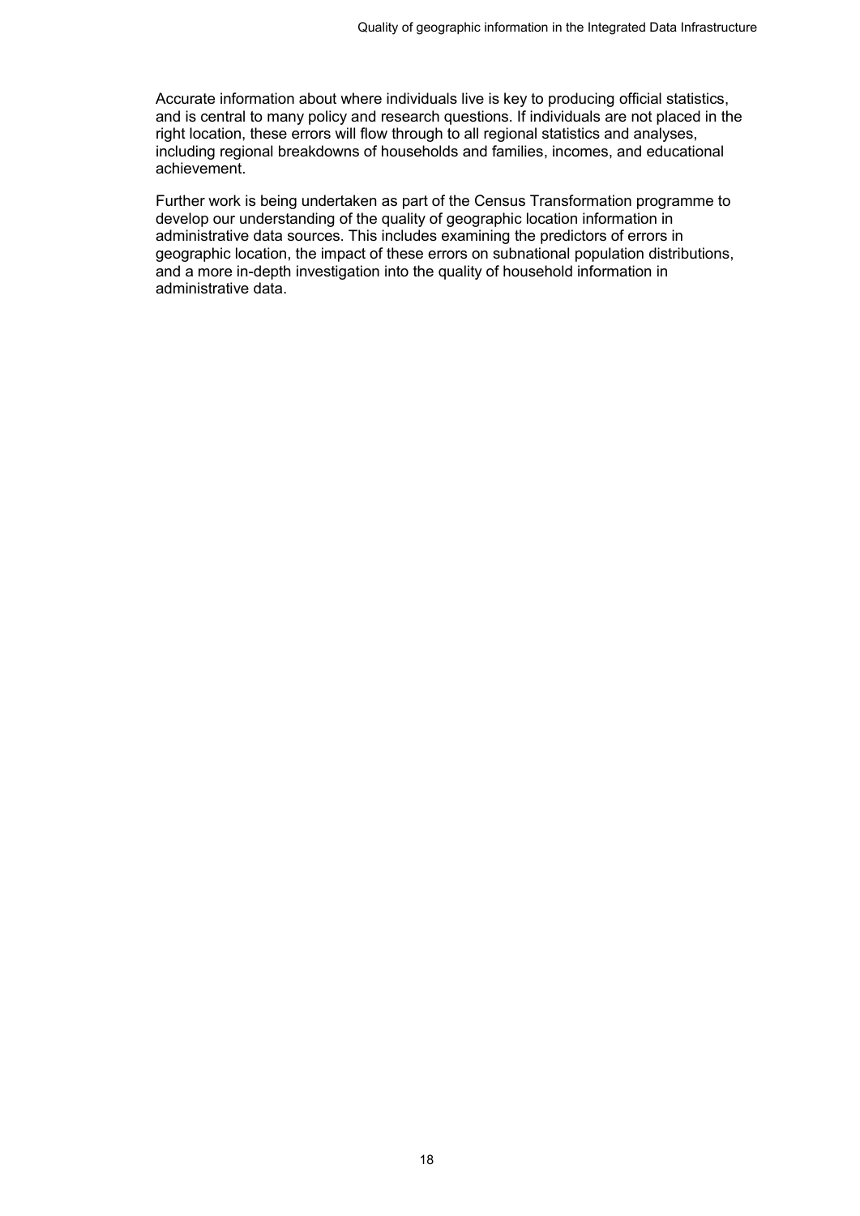Accurate information about where individuals live is key to producing official statistics, and is central to many policy and research questions. If individuals are not placed in the right location, these errors will flow through to all regional statistics and analyses, including regional breakdowns of households and families, incomes, and educational achievement.

Further work is being undertaken as part of the Census Transformation programme to develop our understanding of the quality of geographic location information in administrative data sources. This includes examining the predictors of errors in geographic location, the impact of these errors on subnational population distributions, and a more in-depth investigation into the quality of household information in administrative data.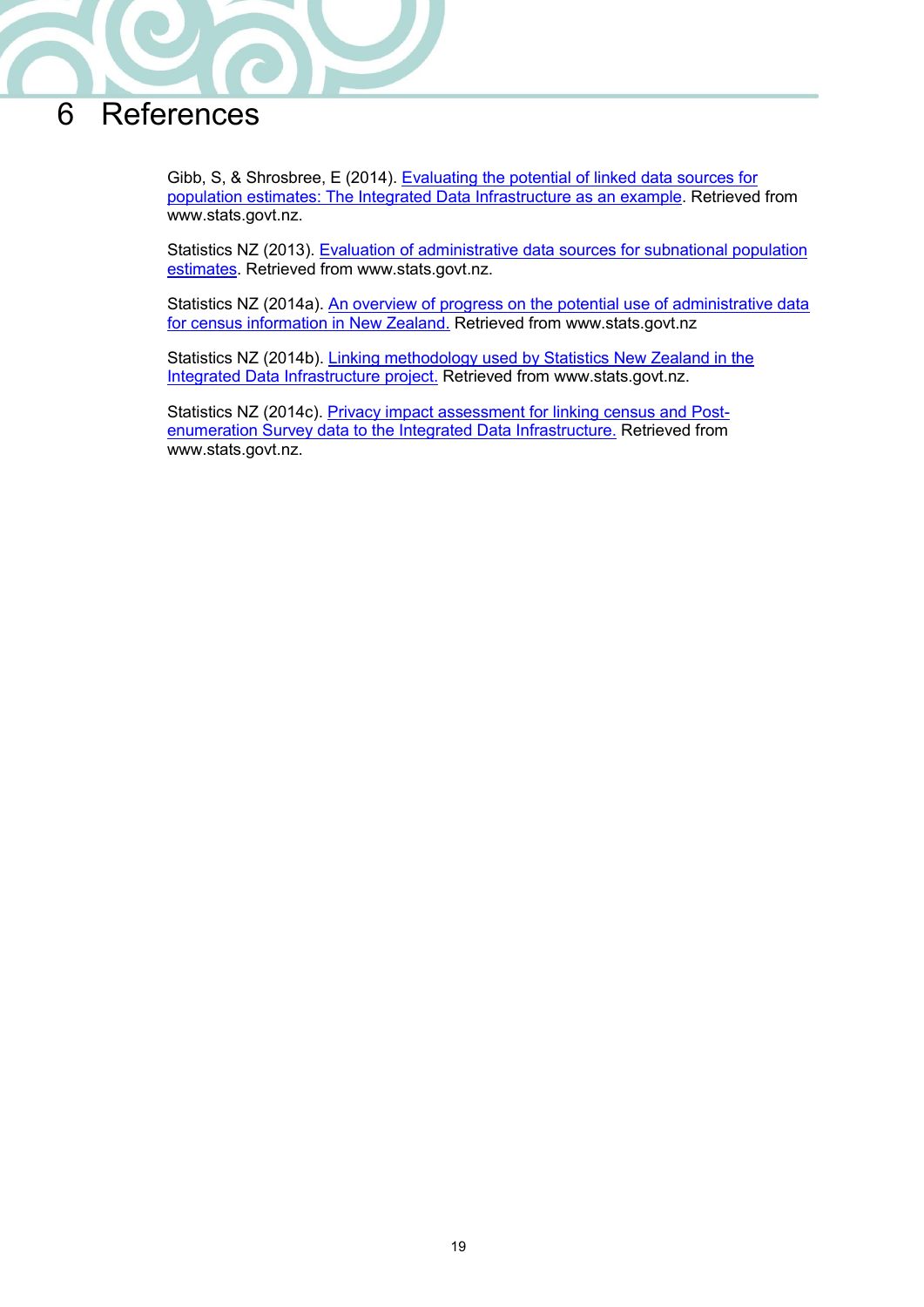# 6 References

Gibb, S, & Shrosbree, E (2014). Evaluating the potential of linked data sources for population estimates: The Integrated Data Infrastructure as an example. Retrieved from www.stats.govt.nz.

Statistics NZ (2013). Evaluation of administrative data sources for subnational population estimates. Retrieved from www.stats.govt.nz.

Statistics NZ (2014a). An overview of progress on the potential use of administrative data for census information in New Zealand. Retrieved from www.stats.govt.nz

Statistics NZ (2014b). Linking methodology used by Statistics New Zealand in the Integrated Data Infrastructure project. Retrieved from www.stats.govt.nz.

Statistics NZ (2014c). Privacy impact assessment for linking census and Post-enumeration Survey data to the Integrated Data Infrastructure. Retrieved from www.stats.govt.nz.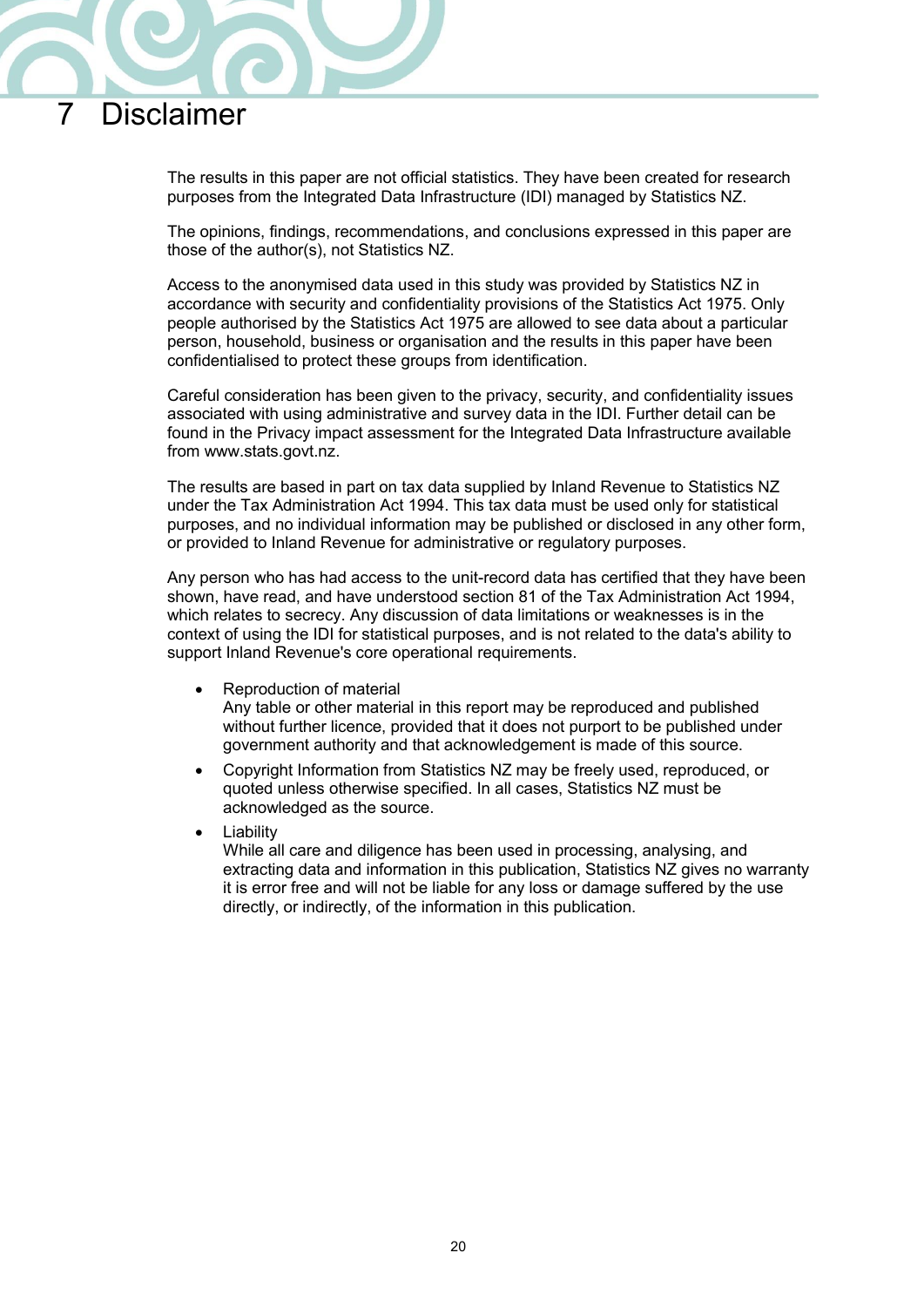# 7 Disclaimer

The results in this paper are not official statistics. They have been created for research purposes from the Integrated Data Infrastructure (IDI) managed by Statistics NZ.

The opinions, findings, recommendations, and conclusions expressed in this paper are those of the author(s), not Statistics NZ.

Access to the anonymised data used in this study was provided by Statistics NZ in accordance with security and confidentiality provisions of the Statistics Act 1975. Only people authorised by the Statistics Act 1975 are allowed to see data about a particular person, household, business or organisation and the results in this paper have been confidentialised to protect these groups from identification.

Careful consideration has been given to the privacy, security, and confidentiality issues associated with using administrative and survey data in the IDI. Further detail can be found in the Privacy impact assessment for the Integrated Data Infrastructure available from www.stats.govt.nz.

The results are based in part on tax data supplied by Inland Revenue to Statistics NZ under the Tax Administration Act 1994. This tax data must be used only for statistical purposes, and no individual information may be published or disclosed in any other form, or provided to Inland Revenue for administrative or regulatory purposes.

Any person who has had access to the unit-record data has certified that they have been shown, have read, and have understood section 81 of the Tax Administration Act 1994, which relates to secrecy. Any discussion of data limitations or weaknesses is in the context of using the IDI for statistical purposes, and is not related to the data's ability to support Inland Revenue's core operational requirements.

- Reproduction of material
  Any table or other material in this report may be reproduced and published without further licence, provided that it does not purport to be published under government authority and that acknowledgement is made of this source.
- Copyright Information from Statistics NZ may be freely used, reproduced, or quoted unless otherwise specified. In all cases, Statistics NZ must be acknowledged as the source.
- Liability
  While all care and diligence has been used in processing, analysing, and extracting data and information in this publication, Statistics NZ gives no warranty it is error free and will not be liable for any loss or damage suffered by the use directly, or indirectly, of the information in this publication.